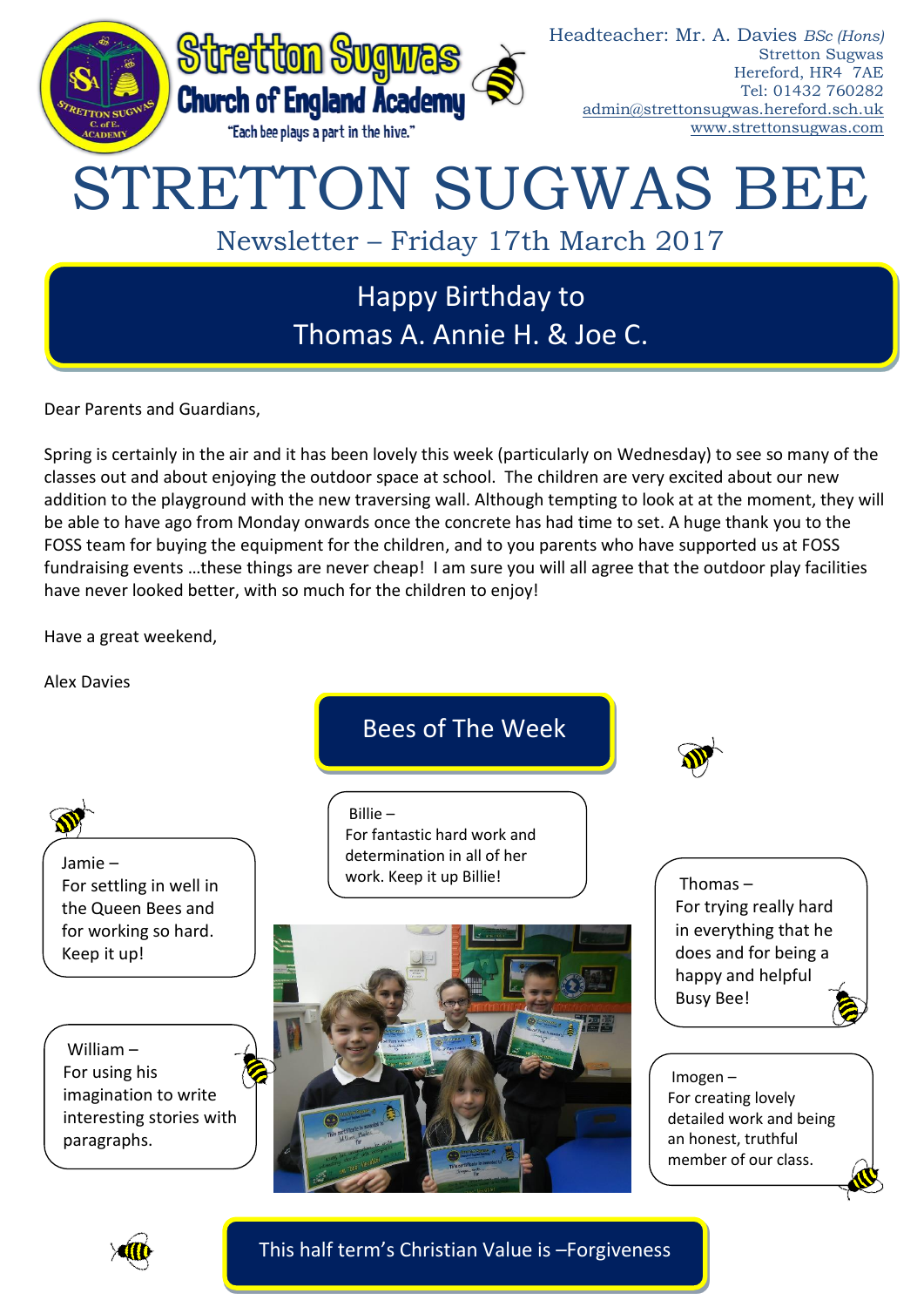Stretton Sugwas Church of England Academy

"Each bee plays a part in the hive."

Headteacher: Mr. A. Davies *BSc (Hons)*
Stretton Sugwas
Hereford, HR4 7AE
Tel: 01432 760282
admin@strettonsugwas.hereford.sch.uk
www.strettonsugwas.com

# STRETTON SUGWAS BEE

## Newsletter – Friday 17th March 2017

### Happy Birthday to Thomas A. Annie H. & Joe C.

Dear Parents and Guardians,

Spring is certainly in the air and it has been lovely this week (particularly on Wednesday) to see so many of the classes out and about enjoying the outdoor space at school. The children are very excited about our new addition to the playground with the new traversing wall. Although tempting to look at at the moment, they will be able to have ago from Monday onwards once the concrete has had time to set. A huge thank you to the FOSS team for buying the equipment for the children, and to you parents who have supported us at FOSS fundraising events …these things are never cheap! I am sure you will all agree that the outdoor play facilities have never looked better, with so much for the children to enjoy!

Have a great weekend,

Alex Davies

### Bees of The Week

Jamie – For settling in well in the Queen Bees and for working so hard. Keep it up!

Billie – For fantastic hard work and determination in all of her work. Keep it up Billie!

Thomas – For trying really hard in everything that he does and for being a happy and helpful Busy Bee!

William – For using his imagination to write interesting stories with paragraphs.

Imogen – For creating lovely detailed work and being an honest, truthful member of our class.

### This half term's Christian Value is –Forgiveness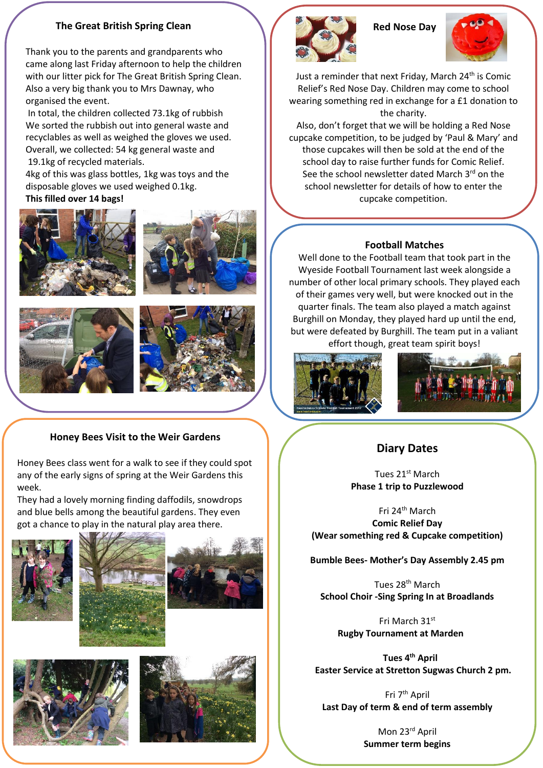## The Great British Spring Clean

Thank you to the parents and grandparents who came along last Friday afternoon to help the children with our litter pick for The Great British Spring Clean. Also a very big thank you to Mrs Dawnay, who organised the event.

In total, the children collected 73.1kg of rubbish

We sorted the rubbish out into general waste and recyclables as well as weighed the gloves we used.

Overall, we collected: 54 kg general waste and 19.1kg of recycled materials.

4kg of this was glass bottles, 1kg was toys and the disposable gloves we used weighed 0.1kg.

**This filled over 14 bags!**

## Red Nose Day

Just a reminder that next Friday, March 24th is Comic Relief's Red Nose Day. Children may come to school wearing something red in exchange for a £1 donation to the charity.

Also, don't forget that we will be holding a Red Nose cupcake competition, to be judged by 'Paul & Mary' and those cupcakes will then be sold at the end of the school day to raise further funds for Comic Relief. See the school newsletter dated March 3rd on the school newsletter for details of how to enter the cupcake competition.

## Football Matches

Well done to the Football team that took part in the Wyeside Football Tournament last week alongside a number of other local primary schools. They played each of their games very well, but were knocked out in the quarter finals. The team also played a match against Burghill on Monday, they played hard up until the end, but were defeated by Burghill. The team put in a valiant effort though, great team spirit boys!

## Honey Bees Visit to the Weir Gardens

Honey Bees class went for a walk to see if they could spot any of the early signs of spring at the Weir Gardens this week.

They had a lovely morning finding daffodils, snowdrops and blue bells among the beautiful gardens. They even got a chance to play in the natural play area there.

## Diary Dates

Tues 21st March
**Phase 1 trip to Puzzlewood**

Fri 24th March
**Comic Relief Day**
**(Wear something red & Cupcake competition)**

**Bumble Bees- Mother's Day Assembly 2.45 pm**

Tues 28th March
**School Choir -Sing Spring In at Broadlands**

Fri March 31st
**Rugby Tournament at Marden**

**Tues 4th April**
**Easter Service at Stretton Sugwas Church 2 pm.**

Fri 7th April
**Last Day of term & end of term assembly**

Mon 23rd April
**Summer term begins**